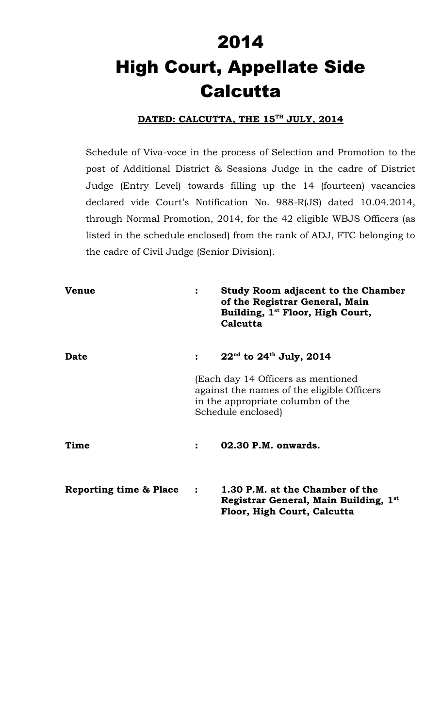# 2014
# High Court, Appellate Side
# Calcutta

**DATED: CALCUTTA, THE 15^TH^ JULY, 2014**

Schedule of Viva-voce in the process of Selection and Promotion to the post of Additional District & Sessions Judge in the cadre of District Judge (Entry Level) towards filling up the 14 (fourteen) vacancies declared vide Court's Notification No. 988-R(JS) dated 10.04.2014, through Normal Promotion, 2014, for the 42 eligible WBJS Officers (as listed in the schedule enclosed) from the rank of ADJ, FTC belonging to the cadre of Civil Judge (Senior Division).

| | | |
|---|---|---|
| **Venue** | : | **Study Room adjacent to the Chamber of the Registrar General, Main Building, 1st Floor, High Court, Calcutta** |
| **Date** | : | **22nd to 24th July, 2014** |
| | | (Each day 14 Officers as mentioned against the names of the eligible Officers in the appropriate columbn of the Schedule enclosed) |
| **Time** | : | **02.30 P.M. onwards.** |
| **Reporting time & Place** | : | **1.30 P.M. at the Chamber of the Registrar General, Main Building, 1st Floor, High Court, Calcutta** |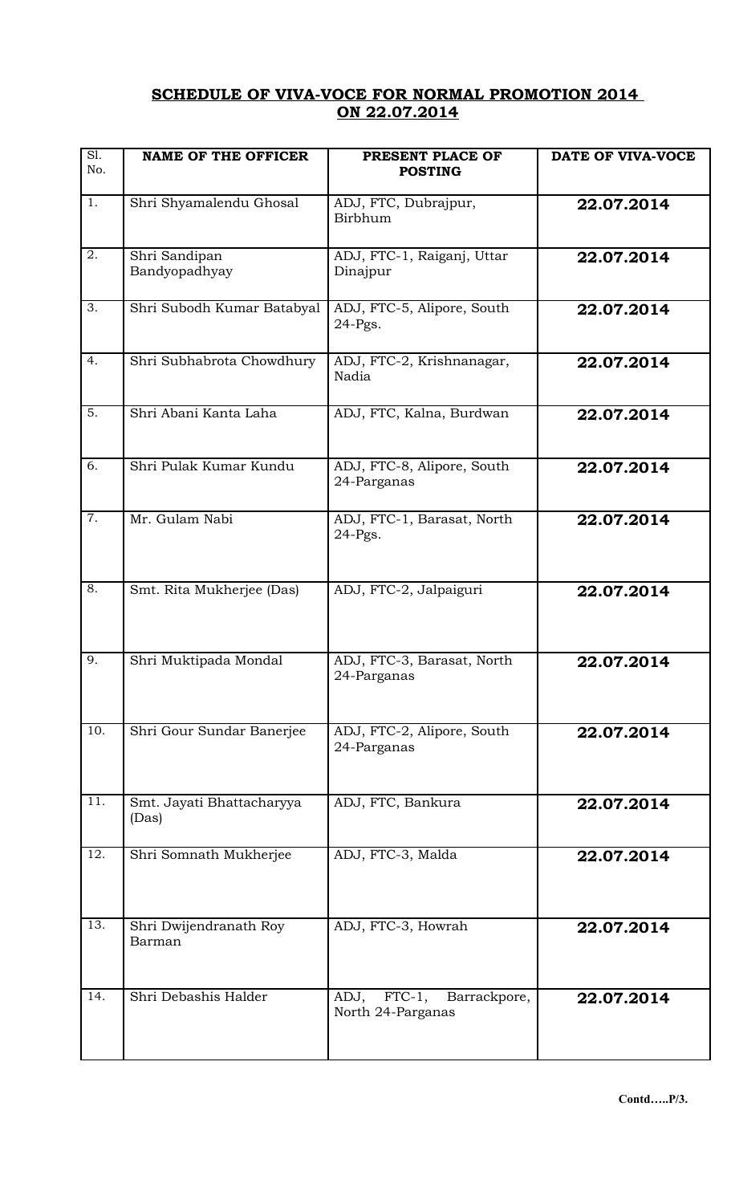## SCHEDULE OF VIVA-VOCE FOR NORMAL PROMOTION 2014 ON 22.07.2014

| Sl. No. | NAME OF THE OFFICER | PRESENT PLACE OF POSTING | DATE OF VIVA-VOCE |
|---|---|---|---|
| 1. | Shri Shyamalendu Ghosal | ADJ, FTC, Dubrajpur, Birbhum | **22.07.2014** |
| 2. | Shri Sandipan Bandyopadhyay | ADJ, FTC-1, Raiganj, Uttar Dinajpur | **22.07.2014** |
| 3. | Shri Subodh Kumar Batabyal | ADJ, FTC-5, Alipore, South 24-Pgs. | **22.07.2014** |
| 4. | Shri Subhabrota Chowdhury | ADJ, FTC-2, Krishnanagar, Nadia | **22.07.2014** |
| 5. | Shri Abani Kanta Laha | ADJ, FTC, Kalna, Burdwan | **22.07.2014** |
| 6. | Shri Pulak Kumar Kundu | ADJ, FTC-8, Alipore, South 24-Parganas | **22.07.2014** |
| 7. | Mr. Gulam Nabi | ADJ, FTC-1, Barasat, North 24-Pgs. | **22.07.2014** |
| 8. | Smt. Rita Mukherjee (Das) | ADJ, FTC-2, Jalpaiguri | **22.07.2014** |
| 9. | Shri Muktipada Mondal | ADJ, FTC-3, Barasat, North 24-Parganas | **22.07.2014** |
| 10. | Shri Gour Sundar Banerjee | ADJ, FTC-2, Alipore, South 24-Parganas | **22.07.2014** |
| 11. | Smt. Jayati Bhattacharyya (Das) | ADJ, FTC, Bankura | **22.07.2014** |
| 12. | Shri Somnath Mukherjee | ADJ, FTC-3, Malda | **22.07.2014** |
| 13. | Shri Dwijendranath Roy Barman | ADJ, FTC-3, Howrah | **22.07.2014** |
| 14. | Shri Debashis Halder | ADJ, FTC-1, Barrackpore, North 24-Parganas | **22.07.2014** |

**Contd…..P/3.**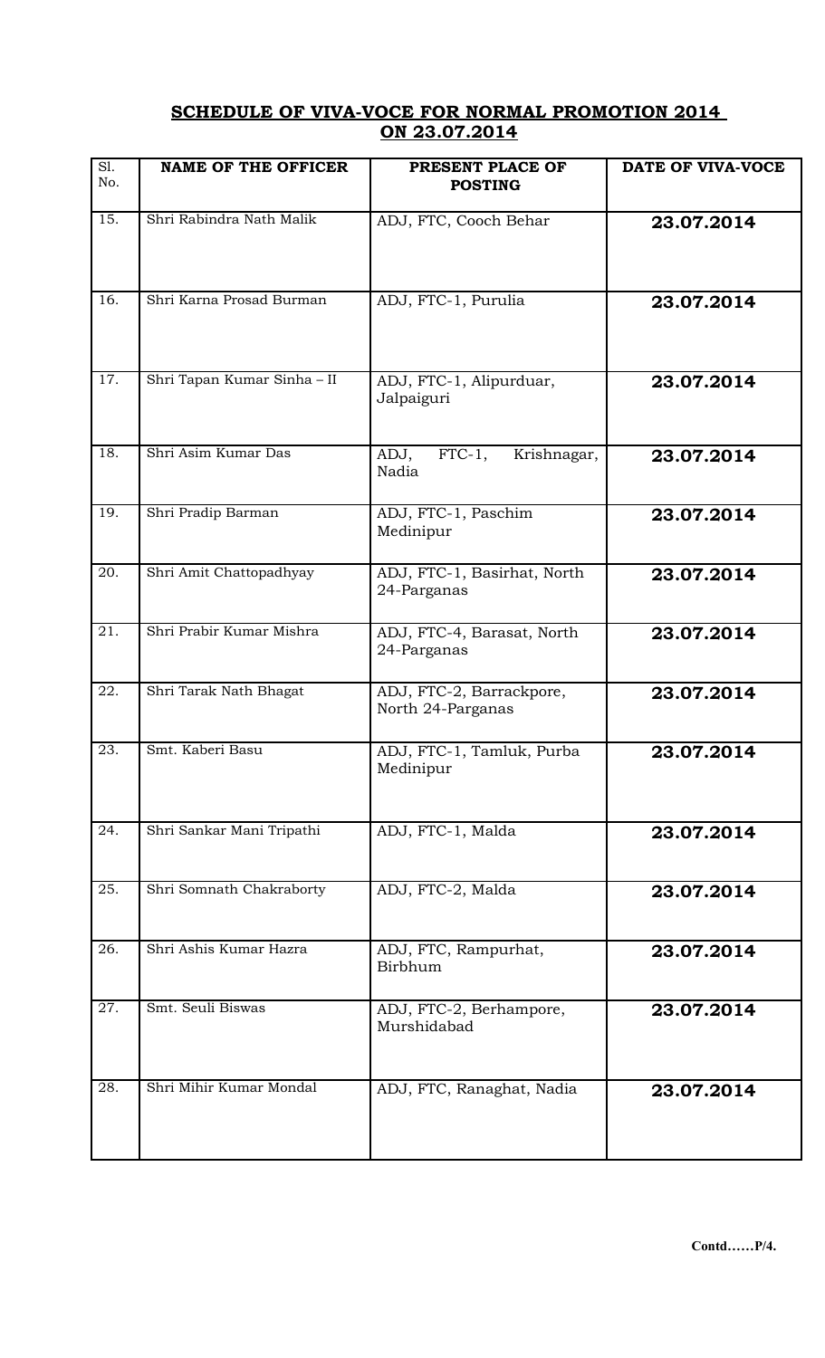**SCHEDULE OF VIVA-VOCE FOR NORMAL PROMOTION 2014**
**ON 23.07.2014**

| Sl. No. | NAME OF THE OFFICER | PRESENT PLACE OF POSTING | DATE OF VIVA-VOCE |
|---|---|---|---|
| 15. | Shri Rabindra Nath Malik | ADJ, FTC, Cooch Behar | **23.07.2014** |
| 16. | Shri Karna Prosad Burman | ADJ, FTC-1, Purulia | **23.07.2014** |
| 17. | Shri Tapan Kumar Sinha – II | ADJ, FTC-1, Alipurduar, Jalpaiguri | **23.07.2014** |
| 18. | Shri Asim Kumar Das | ADJ, FTC-1, Krishnagar, Nadia | **23.07.2014** |
| 19. | Shri Pradip Barman | ADJ, FTC-1, Paschim Medinipur | **23.07.2014** |
| 20. | Shri Amit Chattopadhyay | ADJ, FTC-1, Basirhat, North 24-Parganas | **23.07.2014** |
| 21. | Shri Prabir Kumar Mishra | ADJ, FTC-4, Barasat, North 24-Parganas | **23.07.2014** |
| 22. | Shri Tarak Nath Bhagat | ADJ, FTC-2, Barrackpore, North 24-Parganas | **23.07.2014** |
| 23. | Smt. Kaberi Basu | ADJ, FTC-1, Tamluk, Purba Medinipur | **23.07.2014** |
| 24. | Shri Sankar Mani Tripathi | ADJ, FTC-1, Malda | **23.07.2014** |
| 25. | Shri Somnath Chakraborty | ADJ, FTC-2, Malda | **23.07.2014** |
| 26. | Shri Ashis Kumar Hazra | ADJ, FTC, Rampurhat, Birbhum | **23.07.2014** |
| 27. | Smt. Seuli Biswas | ADJ, FTC-2, Berhampore, Murshidabad | **23.07.2014** |
| 28. | Shri Mihir Kumar Mondal | ADJ, FTC, Ranaghat, Nadia | **23.07.2014** |

**Contd……P/4.**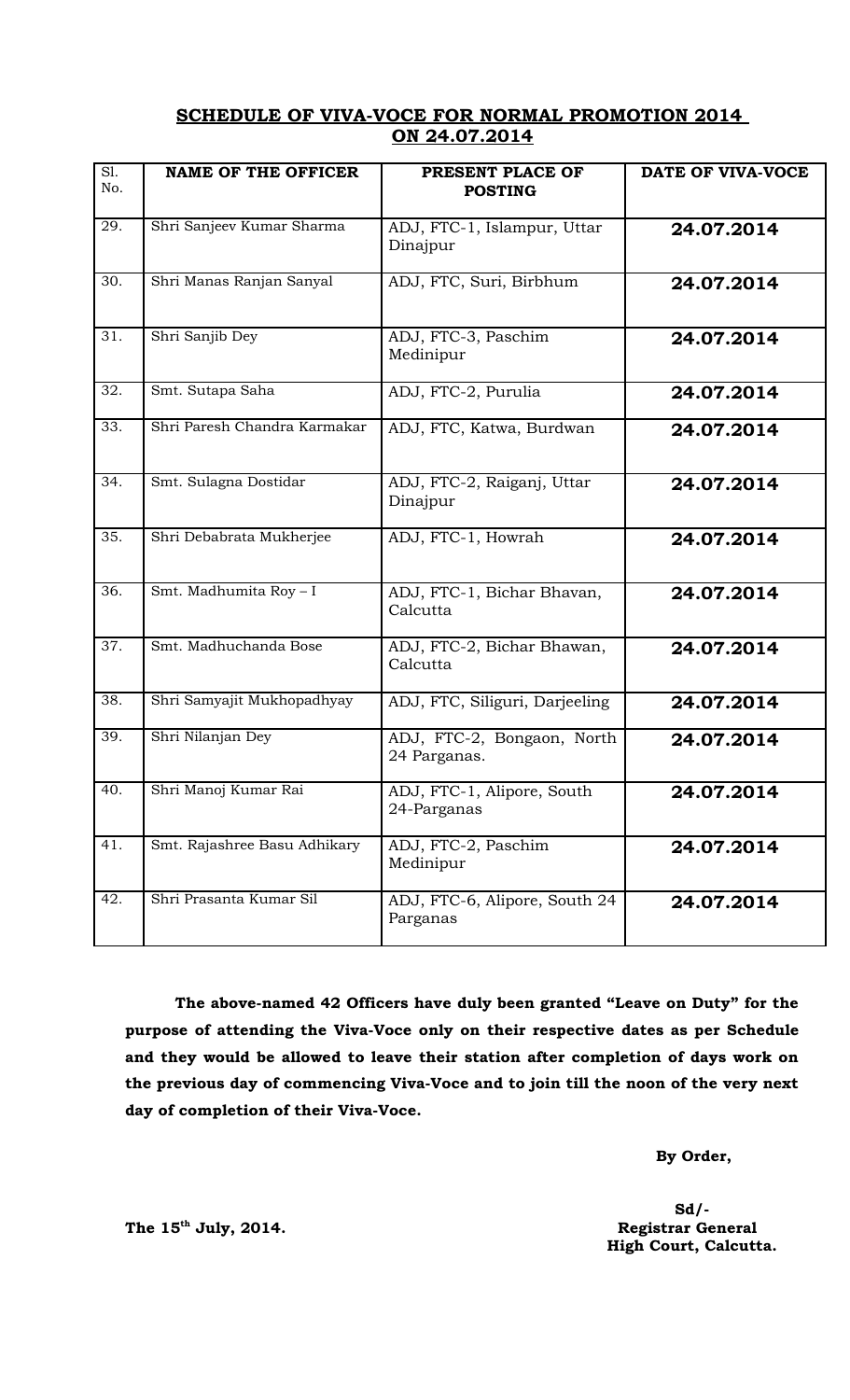## SCHEDULE OF VIVA-VOCE FOR NORMAL PROMOTION 2014 ON 24.07.2014

| Sl. No. | NAME OF THE OFFICER | PRESENT PLACE OF POSTING | DATE OF VIVA-VOCE |
|---|---|---|---|
| 29. | Shri Sanjeev Kumar Sharma | ADJ, FTC-1, Islampur, Uttar Dinajpur | **24.07.2014** |
| 30. | Shri Manas Ranjan Sanyal | ADJ, FTC, Suri, Birbhum | **24.07.2014** |
| 31. | Shri Sanjib Dey | ADJ, FTC-3, Paschim Medinipur | **24.07.2014** |
| 32. | Smt. Sutapa Saha | ADJ, FTC-2, Purulia | **24.07.2014** |
| 33. | Shri Paresh Chandra Karmakar | ADJ, FTC, Katwa, Burdwan | **24.07.2014** |
| 34. | Smt. Sulagna Dostidar | ADJ, FTC-2, Raiganj, Uttar Dinajpur | **24.07.2014** |
| 35. | Shri Debabrata Mukherjee | ADJ, FTC-1, Howrah | **24.07.2014** |
| 36. | Smt. Madhumita Roy – I | ADJ, FTC-1, Bichar Bhavan, Calcutta | **24.07.2014** |
| 37. | Smt. Madhuchanda Bose | ADJ, FTC-2, Bichar Bhawan, Calcutta | **24.07.2014** |
| 38. | Shri Samyajit Mukhopadhyay | ADJ, FTC, Siliguri, Darjeeling | **24.07.2014** |
| 39. | Shri Nilanjan Dey | ADJ, FTC-2, Bongaon, North 24 Parganas. | **24.07.2014** |
| 40. | Shri Manoj Kumar Rai | ADJ, FTC-1, Alipore, South 24-Parganas | **24.07.2014** |
| 41. | Smt. Rajashree Basu Adhikary | ADJ, FTC-2, Paschim Medinipur | **24.07.2014** |
| 42. | Shri Prasanta Kumar Sil | ADJ, FTC-6, Alipore, South 24 Parganas | **24.07.2014** |

**The above-named 42 Officers have duly been granted "Leave on Duty" for the purpose of attending the Viva-Voce only on their respective dates as per Schedule and they would be allowed to leave their station after completion of days work on the previous day of commencing Viva-Voce and to join till the noon of the very next day of completion of their Viva-Voce.**

**By Order,**

**Sd/-**
**Registrar General**
**High Court, Calcutta.**

**The 15th July, 2014.**